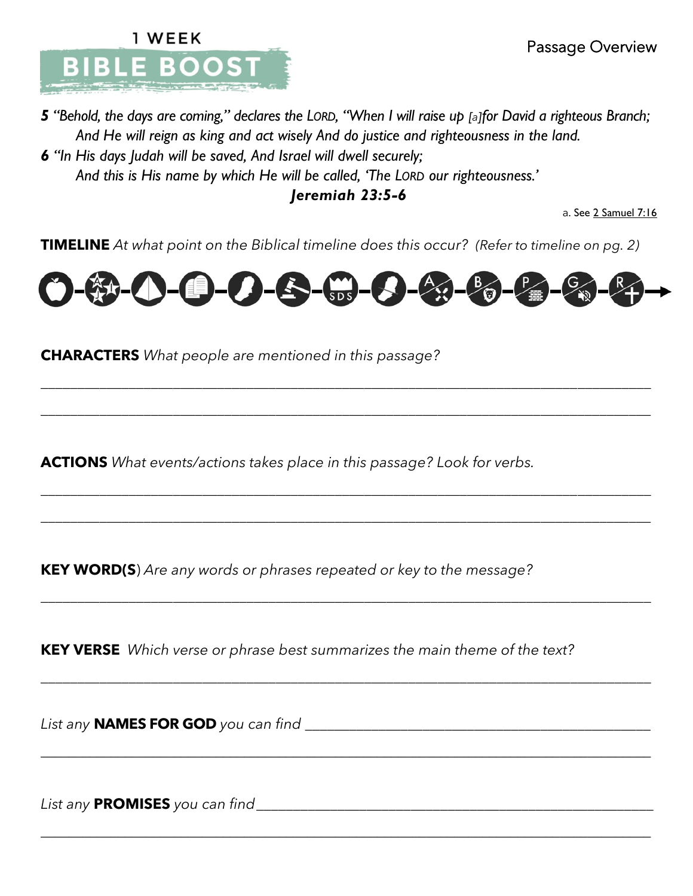# 1 WEEK BIBLE BOOST

Passage Overview

***5** "Behold, the days are coming," declares the LORD, "When I will raise up [a]for David a righteous Branch;*
*And He will reign as king and act wisely And do justice and righteousness in the land.*
***6** "In His days Judah will be saved, And Israel will dwell securely;*
*And this is His name by which He will be called, 'The LORD our righteousness.'*

***Jeremiah 23:5-6***

a. See 2 Samuel 7:16

**TIMELINE** *At what point on the Biblical timeline does this occur? (Refer to timeline on pg. 2)*

**CHARACTERS** *What people are mentioned in this passage?*

\_\_\_\_\_\_\_\_\_\_\_\_\_\_\_\_\_\_\_\_\_\_\_\_\_\_\_\_\_\_\_\_\_\_\_\_\_\_\_\_\_\_\_\_\_\_\_\_\_\_\_\_\_\_\_\_\_\_\_\_\_\_\_\_\_\_\_\_\_\_\_\_\_\_\_\_\_\_

\_\_\_\_\_\_\_\_\_\_\_\_\_\_\_\_\_\_\_\_\_\_\_\_\_\_\_\_\_\_\_\_\_\_\_\_\_\_\_\_\_\_\_\_\_\_\_\_\_\_\_\_\_\_\_\_\_\_\_\_\_\_\_\_\_\_\_\_\_\_\_\_\_\_\_\_\_\_

**ACTIONS** *What events/actions takes place in this passage? Look for verbs.*

\_\_\_\_\_\_\_\_\_\_\_\_\_\_\_\_\_\_\_\_\_\_\_\_\_\_\_\_\_\_\_\_\_\_\_\_\_\_\_\_\_\_\_\_\_\_\_\_\_\_\_\_\_\_\_\_\_\_\_\_\_\_\_\_\_\_\_\_\_\_\_\_\_\_\_\_\_\_

\_\_\_\_\_\_\_\_\_\_\_\_\_\_\_\_\_\_\_\_\_\_\_\_\_\_\_\_\_\_\_\_\_\_\_\_\_\_\_\_\_\_\_\_\_\_\_\_\_\_\_\_\_\_\_\_\_\_\_\_\_\_\_\_\_\_\_\_\_\_\_\_\_\_\_\_\_\_

**KEY WORD(S**) *Are any words or phrases repeated or key to the message?*

\_\_\_\_\_\_\_\_\_\_\_\_\_\_\_\_\_\_\_\_\_\_\_\_\_\_\_\_\_\_\_\_\_\_\_\_\_\_\_\_\_\_\_\_\_\_\_\_\_\_\_\_\_\_\_\_\_\_\_\_\_\_\_\_\_\_\_\_\_\_\_\_\_\_\_\_\_\_

**KEY VERSE** *Which verse or phrase best summarizes the main theme of the text?*

\_\_\_\_\_\_\_\_\_\_\_\_\_\_\_\_\_\_\_\_\_\_\_\_\_\_\_\_\_\_\_\_\_\_\_\_\_\_\_\_\_\_\_\_\_\_\_\_\_\_\_\_\_\_\_\_\_\_\_\_\_\_\_\_\_\_\_\_\_\_\_\_\_\_\_\_\_\_

*List any* **NAMES FOR GOD** *you can find* \_\_\_\_\_\_\_\_\_\_\_\_\_\_\_\_\_\_\_\_\_\_\_\_\_\_\_\_\_\_\_\_\_\_\_\_\_\_\_\_\_\_\_\_\_\_

\_\_\_\_\_\_\_\_\_\_\_\_\_\_\_\_\_\_\_\_\_\_\_\_\_\_\_\_\_\_\_\_\_\_\_\_\_\_\_\_\_\_\_\_\_\_\_\_\_\_\_\_\_\_\_\_\_\_\_\_\_\_\_\_\_\_\_\_\_\_\_\_\_\_\_\_\_\_

*List any* **PROMISES** *you can find* \_\_\_\_\_\_\_\_\_\_\_\_\_\_\_\_\_\_\_\_\_\_\_\_\_\_\_\_\_\_\_\_\_\_\_\_\_\_\_\_\_\_\_\_\_\_\_\_\_\_\_\_

\_\_\_\_\_\_\_\_\_\_\_\_\_\_\_\_\_\_\_\_\_\_\_\_\_\_\_\_\_\_\_\_\_\_\_\_\_\_\_\_\_\_\_\_\_\_\_\_\_\_\_\_\_\_\_\_\_\_\_\_\_\_\_\_\_\_\_\_\_\_\_\_\_\_\_\_\_\_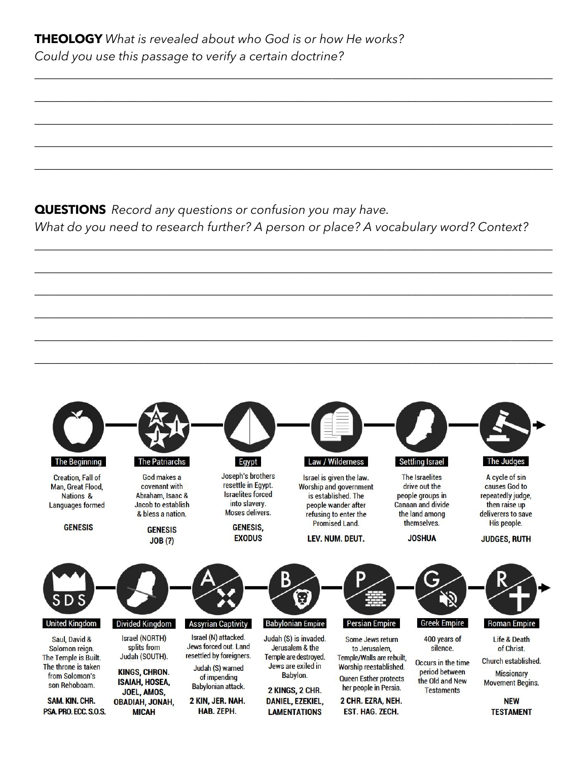**THEOLOGY** *What is revealed about who God is or how He works?*
*Could you use this passage to verify a certain doctrine?*

___________________________________________________________________________

___________________________________________________________________________

___________________________________________________________________________

___________________________________________________________________________

___________________________________________________________________________

**QUESTIONS** *Record any questions or confusion you may have.*
*What do you need to research further? A person or place? A vocabulary word? Context?*

___________________________________________________________________________

___________________________________________________________________________

___________________________________________________________________________

___________________________________________________________________________

___________________________________________________________________________

___________________________________________________________________________

The Beginning
Creation, Fall of Man, Great Flood, Nations & Languages formed
GENESIS

The Patriarchs
God makes a covenant with Abraham, Isaac & Jacob to establish & bless a nation.
GENESIS
JOB (?)

Egypt
Joseph's brothers resettle in Egypt. Israelites forced into slavery. Moses delivers.
GENESIS, EXODUS

Law / Wilderness
Israel is given the law. Worship and government is established. The people wander after refusing to enter the Promised Land.
LEV. NUM. DEUT.

Settling Israel
The Israelites drive out the people groups in Canaan and divide the land among themselves.
JOSHUA

The Judges
A cycle of sin causes God to repeatedly judge, then raise up deliverers to save His people.
JUDGES, RUTH

United Kingdom
Saul, David & Solomon reign. The Temple is Built. The throne is taken from Solomon's son Rehoboam.
SAM. KIN. CHR.
PSA. PRO. ECC. S.O.S.

Divided Kingdom
Israel (NORTH) splits from Judah (SOUTH).
KINGS, CHRON. ISAIAH, HOSEA, JOEL, AMOS, OBADIAH, JONAH, MICAH

Assyrian Captivity
Israel (N) attacked. Jews forced out. Land resettled by foreigners.
Judah (S) warned of impending Babylonian attack.
2 KIN, JER. NAH. HAB. ZEPH.

Babylonian Empire
Judah (S) is invaded. Jerusalem & the Temple are destroyed. Jews are exiled in Babylon.
2 KINGS, 2 CHR. DANIEL, EZEKIEL, LAMENTATIONS

Persian Empire
Some Jews return to Jerusalem, Temple/Walls are rebuilt, Worship reestablished.
Queen Esther protects her people in Persia.
2 CHR. EZRA, NEH. EST. HAG. ZECH.

Greek Empire
400 years of silence.
Occurs in the time period between the Old and New Testaments

Roman Empire
Life & Death of Christ.
Church established.
Missionary Movement Begins.
NEW TESTAMENT